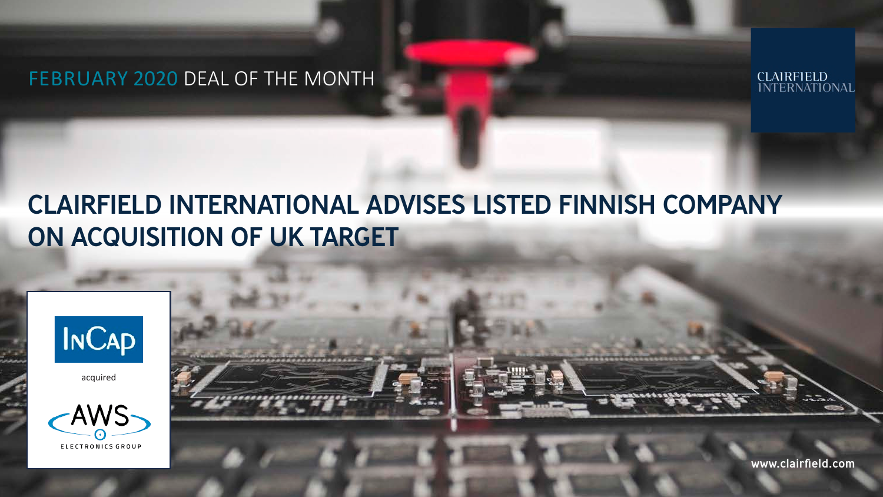FEBRUARY 2020 DEAL OF THE MONTH

CLAIRFIELD INTERNATIONAL

# CLAIRFIELD INTERNATIONAL ADVISES LISTED FINNISH COMPANY ON ACQUISITION OF UK TARGET

INCAP

acquired

AWS

ELECTRONICS GROUP

www.clairfield.com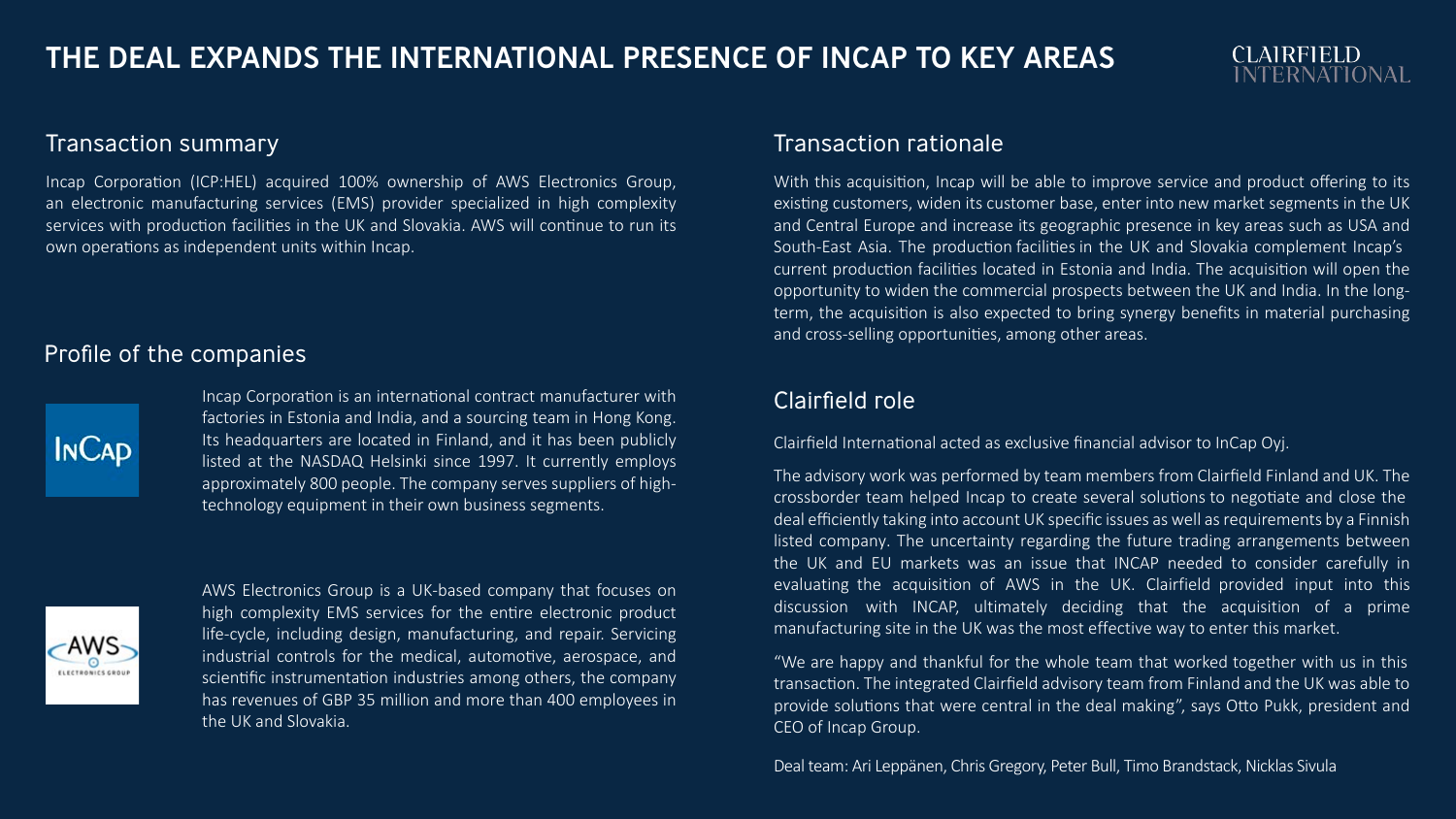# THE DEAL EXPANDS THE INTERNATIONAL PRESENCE OF INCAP TO KEY AREAS

## Transaction summary

Incap Corporation (ICP:HEL) acquired 100% ownership of AWS Electronics Group, an electronic manufacturing services (EMS) provider specialized in high complexity services with production facilities in the UK and Slovakia. AWS will continue to run its own operations as independent units within Incap.

## Profile of the companies

Incap Corporation is an international contract manufacturer with factories in Estonia and India, and a sourcing team in Hong Kong. Its headquarters are located in Finland, and it has been publicly listed at the NASDAQ Helsinki since 1997. It currently employs approximately 800 people. The company serves suppliers of high-technology equipment in their own business segments.

AWS Electronics Group is a UK-based company that focuses on high complexity EMS services for the entire electronic product life-cycle, including design, manufacturing, and repair. Servicing industrial controls for the medical, automotive, aerospace, and scientific instrumentation industries among others, the company has revenues of GBP 35 million and more than 400 employees in the UK and Slovakia.

## Transaction rationale

With this acquisition, Incap will be able to improve service and product offering to its existing customers, widen its customer base, enter into new market segments in the UK and Central Europe and increase its geographic presence in key areas such as USA and South-East Asia. The production facilities in the UK and Slovakia complement Incap's current production facilities located in Estonia and India. The acquisition will open the opportunity to widen the commercial prospects between the UK and India. In the long-term, the acquisition is also expected to bring synergy benefits in material purchasing and cross-selling opportunities, among other areas.

## Clairfield role

Clairfield International acted as exclusive financial advisor to InCap Oyj.

The advisory work was performed by team members from Clairfield Finland and UK. The crossborder team helped Incap to create several solutions to negotiate and close the deal efficiently taking into account UK specific issues as well as requirements by a Finnish listed company. The uncertainty regarding the future trading arrangements between the UK and EU markets was an issue that INCAP needed to consider carefully in evaluating the acquisition of AWS in the UK. Clairfield provided input into this discussion with INCAP, ultimately deciding that the acquisition of a prime manufacturing site in the UK was the most effective way to enter this market.

"We are happy and thankful for the whole team that worked together with us in this transaction. The integrated Clairfield advisory team from Finland and the UK was able to provide solutions that were central in the deal making", says Otto Pukk, president and CEO of Incap Group.

Deal team: Ari Leppänen, Chris Gregory, Peter Bull, Timo Brandstack, Nicklas Sivula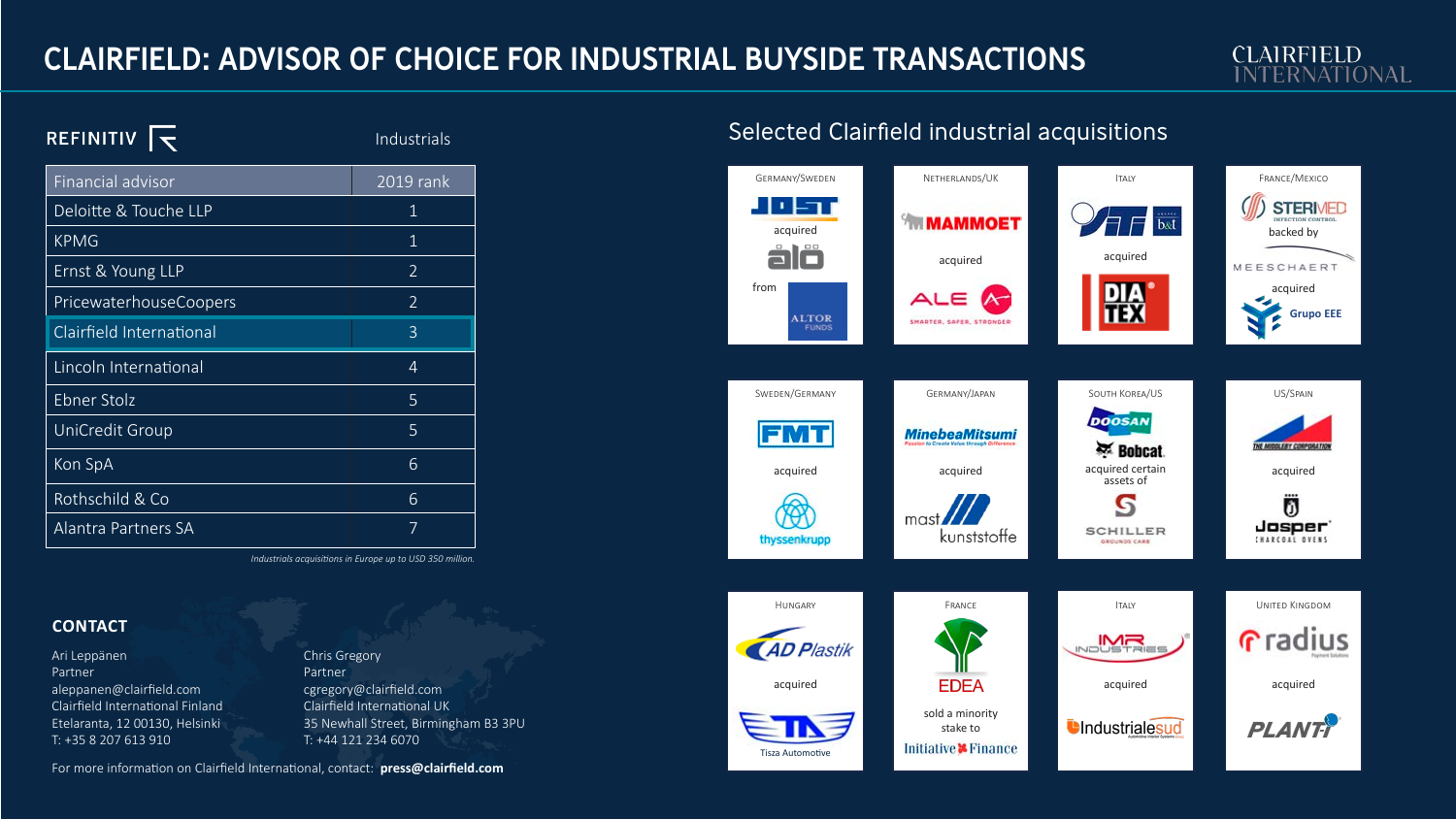# CLAIRFIELD: ADVISOR OF CHOICE FOR INDUSTRIAL BUYSIDE TRANSACTIONS

CLAIRFIELD INTERNATIONAL

## REFINITIV — Industrials

| Financial advisor | 2019 rank |
|---|---|
| Deloitte & Touche LLP | 1 |
| KPMG | 1 |
| Ernst & Young LLP | 2 |
| PricewaterhouseCoopers | 2 |
| Clairfield International | 3 |
| Lincoln International | 4 |
| Ebner Stolz | 5 |
| UniCredit Group | 5 |
| Kon SpA | 6 |
| Rothschild & Co | 6 |
| Alantra Partners SA | 7 |

*Industrials acquisitions in Europe up to USD 350 million.*

## Selected Clairfield industrial acquisitions

**Germany/Sweden**
JOST acquired ålö from ALTOR FUNDS

**Netherlands/UK**
MAMMOET acquired ALE — SMARTER, SAFER, STRONGER

**Italy**
ST b&t acquired DIATEX

**France/Mexico**
STERIMED INFECTION CONTROL backed by MEESCHAERT acquired Grupo EEE

**Sweden/Germany**
FMT acquired thyssenkrupp

**Germany/Japan**
MinebeaMitsumi — Passion to Create Value through Difference — acquired mast kunststoffe

**South Korea/US**
DOOSAN Bobcat acquired certain assets of SCHILLER GROUNDS CARE

**US/Spain**
THE MIDDLEBY CORPORATION acquired Josper CHARCOAL OVENS

**Hungary**
AD Plastik acquired TA Tisza Automotive

**France**
EDEA sold a minority stake to Initiative Finance

**Italy**
IMR INDUSTRIES acquired Industrialesud

**United Kingdom**
radius Payment Solutions acquired PLANTi

## CONTACT

Ari Leppänen
Partner
aleppanen@clairfield.com
Clairfield International Finland
Etelaranta, 12 00130, Helsinki
T: +35 8 207 613 910

Chris Gregory
Partner
cgregory@clairfield.com
Clairfield International UK
35 Newhall Street, Birmingham B3 3PU
T: +44 121 234 6070

For more information on Clairfield International, contact: **press@clairfield.com**